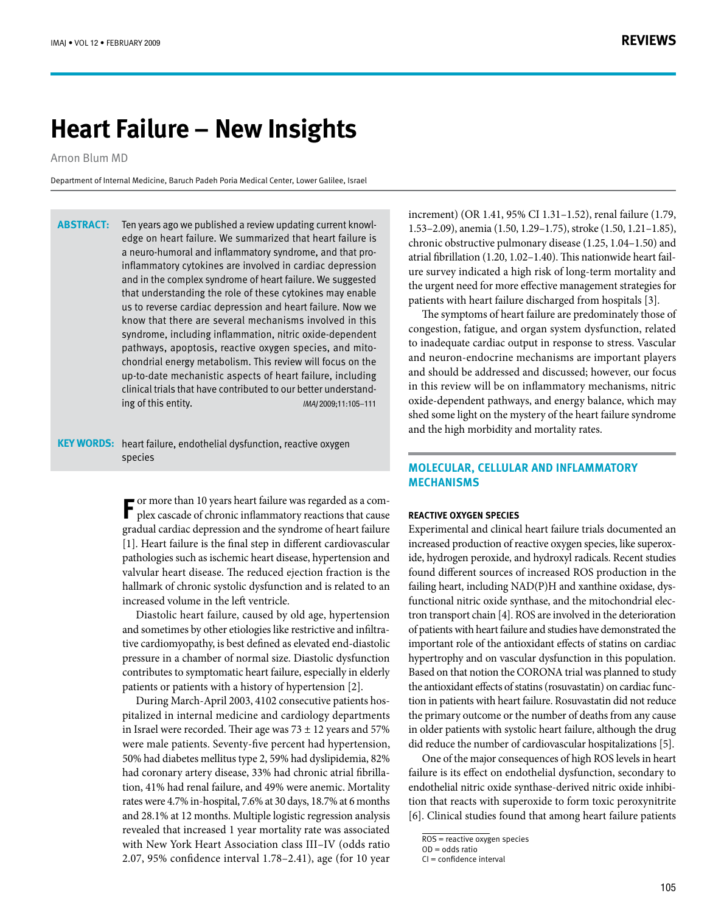# Heart Failure – New Insights

Arnon Blum MD

Department of Internal Medicine, Baruch Padeh Poria Medical Center, Lower Galilee, Israel

**ABSTRACT:** Ten years ago we published a review updating current knowledge on heart failure. We summarized that heart failure is a neuro-humoral and inflammatory syndrome, and that proinflammatory cytokines are involved in cardiac depression and in the complex syndrome of heart failure. We suggested that understanding the role of these cytokines may enable us to reverse cardiac depression and heart failure. Now we know that there are several mechanisms involved in this syndrome, including inflammation, nitric oxide-dependent pathways, apoptosis, reactive oxygen species, and mitochondrial energy metabolism. This review will focus on the up-to-date mechanistic aspects of heart failure, including clinical trials that have contributed to our better understanding of this entity. *IMAJ* 2009;11:105–111

**KEY WORDS:** heart failure, endothelial dysfunction, reactive oxygen species

For more than 10 years heart failure was regarded as a complex cascade of chronic inflammatory reactions that cause gradual cardiac depression and the syndrome of heart failure [1]. Heart failure is the final step in different cardiovascular pathologies such as ischemic heart disease, hypertension and valvular heart disease. The reduced ejection fraction is the hallmark of chronic systolic dysfunction and is related to an increased volume in the left ventricle.

Diastolic heart failure, caused by old age, hypertension and sometimes by other etiologies like restrictive and infiltrative cardiomyopathy, is best defined as elevated end-diastolic pressure in a chamber of normal size. Diastolic dysfunction contributes to symptomatic heart failure, especially in elderly patients or patients with a history of hypertension [2].

During March-April 2003, 4102 consecutive patients hospitalized in internal medicine and cardiology departments in Israel were recorded. Their age was 73 ± 12 years and 57% were male patients. Seventy-five percent had hypertension, 50% had diabetes mellitus type 2, 59% had dyslipidemia, 82% had coronary artery disease, 33% had chronic atrial fibrillation, 41% had renal failure, and 49% were anemic. Mortality rates were 4.7% in-hospital, 7.6% at 30 days, 18.7% at 6 months and 28.1% at 12 months. Multiple logistic regression analysis revealed that increased 1 year mortality rate was associated with New York Heart Association class III–IV (odds ratio 2.07, 95% confidence interval 1.78–2.41), age (for 10 year increment) (OR 1.41, 95% CI 1.31–1.52), renal failure (1.79, 1.53–2.09), anemia (1.50, 1.29–1.75), stroke (1.50, 1.21–1.85), chronic obstructive pulmonary disease (1.25, 1.04–1.50) and atrial fibrillation (1.20, 1.02–1.40). This nationwide heart failure survey indicated a high risk of long-term mortality and the urgent need for more effective management strategies for patients with heart failure discharged from hospitals [3].

The symptoms of heart failure are predominately those of congestion, fatigue, and organ system dysfunction, related to inadequate cardiac output in response to stress. Vascular and neuron-endocrine mechanisms are important players and should be addressed and discussed; however, our focus in this review will be on inflammatory mechanisms, nitric oxide-dependent pathways, and energy balance, which may shed some light on the mystery of the heart failure syndrome and the high morbidity and mortality rates.

## MOLECULAR, CELLULAR AND INFLAMMATORY MECHANISMS

### REACTIVE OXYGEN SPECIES

Experimental and clinical heart failure trials documented an increased production of reactive oxygen species, like superoxide, hydrogen peroxide, and hydroxyl radicals. Recent studies found different sources of increased ROS production in the failing heart, including NAD(P)H and xanthine oxidase, dysfunctional nitric oxide synthase, and the mitochondrial electron transport chain [4]. ROS are involved in the deterioration of patients with heart failure and studies have demonstrated the important role of the antioxidant effects of statins on cardiac hypertrophy and on vascular dysfunction in this population. Based on that notion the CORONA trial was planned to study the antioxidant effects of statins (rosuvastatin) on cardiac function in patients with heart failure. Rosuvastatin did not reduce the primary outcome or the number of deaths from any cause in older patients with systolic heart failure, although the drug did reduce the number of cardiovascular hospitalizations [5].

One of the major consequences of high ROS levels in heart failure is its effect on endothelial dysfunction, secondary to endothelial nitric oxide synthase-derived nitric oxide inhibition that reacts with superoxide to form toxic peroxynitrite [6]. Clinical studies found that among heart failure patients

ROS = reactive oxygen species
OD = odds ratio
CI = confidence interval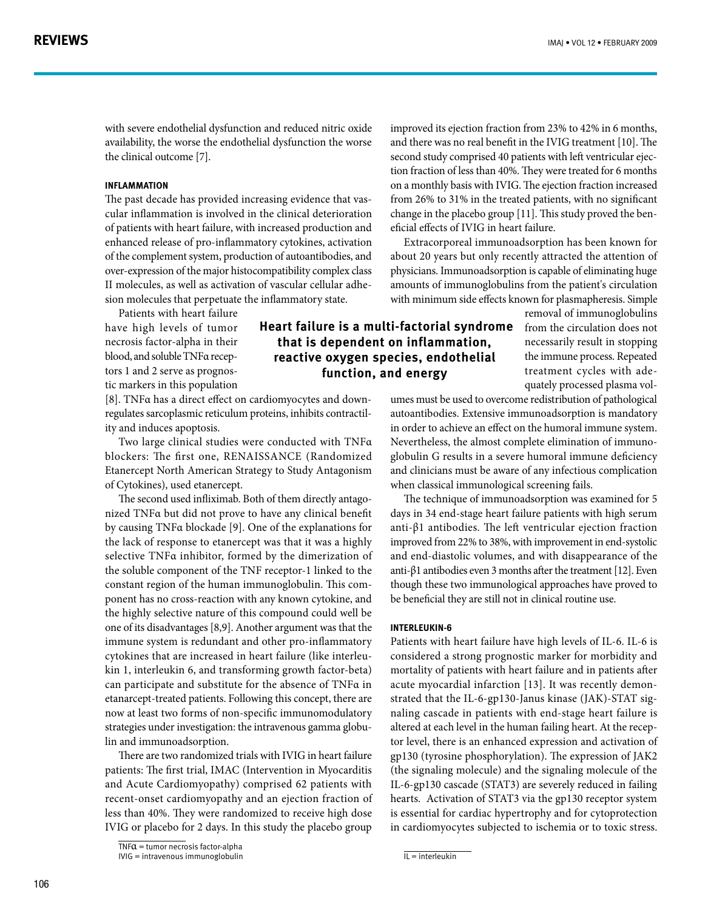with severe endothelial dysfunction and reduced nitric oxide availability, the worse the endothelial dysfunction the worse the clinical outcome [7].

#### INFLAMMATION

The past decade has provided increasing evidence that vascular inflammation is involved in the clinical deterioration of patients with heart failure, with increased production and enhanced release of pro-inflammatory cytokines, activation of the complement system, production of autoantibodies, and over-expression of the major histocompatibility complex class II molecules, as well as activation of vascular cellular adhesion molecules that perpetuate the inflammatory state.

Patients with heart failure have high levels of tumor necrosis factor-alpha in their blood, and soluble TNFα receptors 1 and 2 serve as prognostic markers in this population [8]. TNFα has a direct effect on cardiomyocytes and downregulates sarcoplasmic reticulum proteins, inhibits contractility and induces apoptosis.

Two large clinical studies were conducted with TNFα blockers: The first one, RENAISSANCE (Randomized Etanercept North American Strategy to Study Antagonism of Cytokines), used etanercept.

The second used infliximab. Both of them directly antagonized TNFα but did not prove to have any clinical benefit by causing TNFα blockade [9]. One of the explanations for the lack of response to etanercept was that it was a highly selective TNFα inhibitor, formed by the dimerization of the soluble component of the TNF receptor-1 linked to the constant region of the human immunoglobulin. This component has no cross-reaction with any known cytokine, and the highly selective nature of this compound could well be one of its disadvantages [8,9]. Another argument was that the immune system is redundant and other pro-inflammatory cytokines that are increased in heart failure (like interleukin 1, interleukin 6, and transforming growth factor-beta) can participate and substitute for the absence of TNFα in etanarcept-treated patients. Following this concept, there are now at least two forms of non-specific immunomodulatory strategies under investigation: the intravenous gamma globulin and immunoadsorption.

There are two randomized trials with IVIG in heart failure patients: The first trial, IMAC (Intervention in Myocarditis and Acute Cardiomyopathy) comprised 62 patients with recent-onset cardiomyopathy and an ejection fraction of less than 40%. They were randomized to receive high dose IVIG or placebo for 2 days. In this study the placebo group improved its ejection fraction from 23% to 42% in 6 months, and there was no real benefit in the IVIG treatment [10]. The second study comprised 40 patients with left ventricular ejection fraction of less than 40%. They were treated for 6 months on a monthly basis with IVIG. The ejection fraction increased from 26% to 31% in the treated patients, with no significant change in the placebo group [11]. This study proved the beneficial effects of IVIG in heart failure.

TNFα = tumor necrosis factor-alpha
IVIG = intravenous immunoglobulin

**Heart failure is a multi-factorial syndrome that is dependent on inflammation, reactive oxygen species, endothelial function, and energy**

Extracorporeal immunoadsorption has been known for about 20 years but only recently attracted the attention of physicians. Immunoadsorption is capable of eliminating huge amounts of immunoglobulins from the patient's circulation with minimum side effects known for plasmapheresis. Simple removal of immunoglobulins from the circulation does not necessarily result in stopping the immune process. Repeated treatment cycles with adequately processed plasma volumes must be used to overcome redistribution of pathological autoantibodies. Extensive immunoadsorption is mandatory in order to achieve an effect on the humoral immune system. Nevertheless, the almost complete elimination of immunoglobulin G results in a severe humoral immune deficiency and clinicians must be aware of any infectious complication when classical immunological screening fails.

The technique of immunoadsorption was examined for 5 days in 34 end-stage heart failure patients with high serum anti-β1 antibodies. The left ventricular ejection fraction improved from 22% to 38%, with improvement in end-systolic and end-diastolic volumes, and with disappearance of the anti-β1 antibodies even 3 months after the treatment [12]. Even though these two immunological approaches have proved to be beneficial they are still not in clinical routine use.

#### INTERLEUKIN-6

Patients with heart failure have high levels of IL-6. IL-6 is considered a strong prognostic marker for morbidity and mortality of patients with heart failure and in patients after acute myocardial infarction [13]. It was recently demonstrated that the IL-6-gp130-Janus kinase (JAK)-STAT signaling cascade in patients with end-stage heart failure is altered at each level in the human failing heart. At the receptor level, there is an enhanced expression and activation of gp130 (tyrosine phosphorylation). The expression of JAK2 (the signaling molecule) and the signaling molecule of the IL-6-gp130 cascade (STAT3) are severely reduced in failing hearts. Activation of STAT3 via the gp130 receptor system is essential for cardiac hypertrophy and for cytoprotection in cardiomyocytes subjected to ischemia or to toxic stress.

IL = interleukin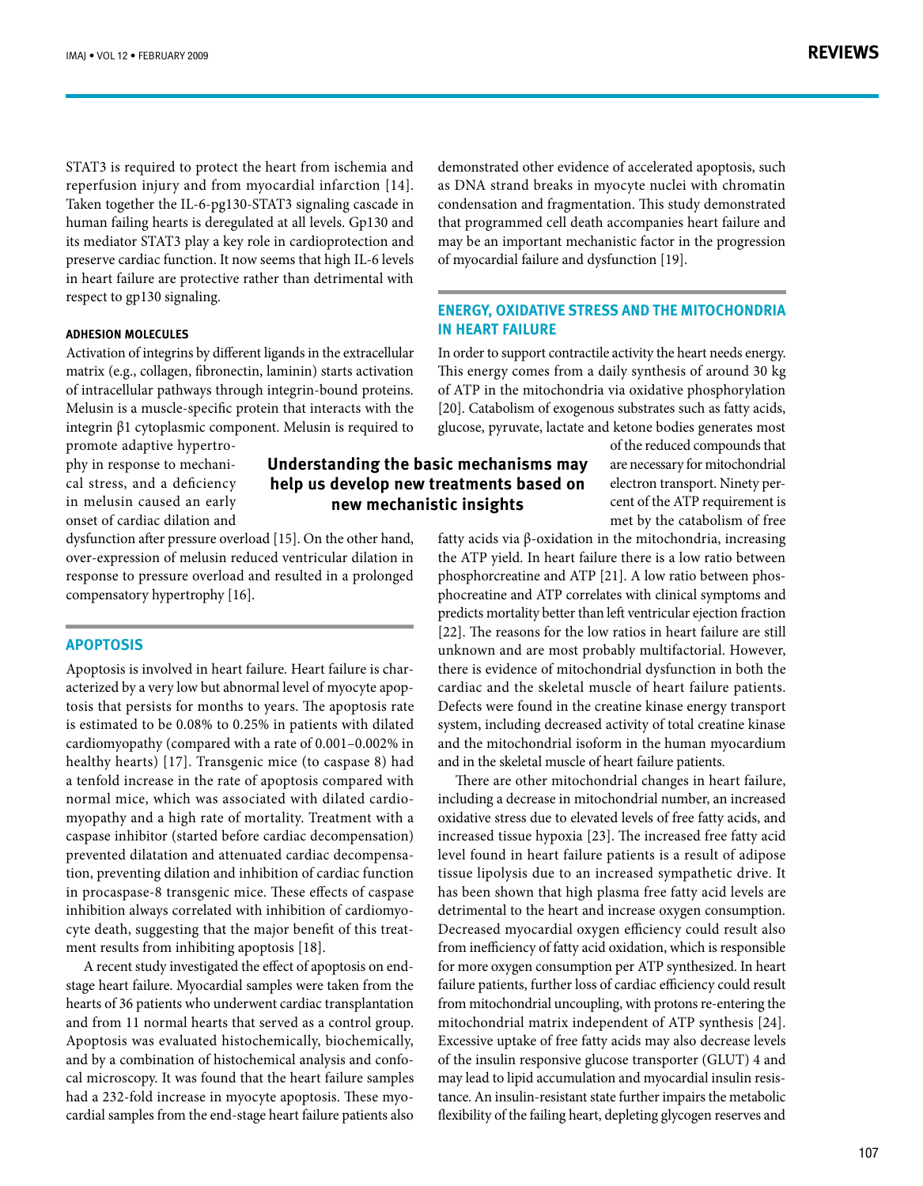STAT3 is required to protect the heart from ischemia and reperfusion injury and from myocardial infarction [14]. Taken together the IL-6-pg130-STAT3 signaling cascade in human failing hearts is deregulated at all levels. Gp130 and its mediator STAT3 play a key role in cardioprotection and preserve cardiac function. It now seems that high IL-6 levels in heart failure are protective rather than detrimental with respect to gp130 signaling.

#### ADHESION MOLECULES

Activation of integrins by different ligands in the extracellular matrix (e.g., collagen, fibronectin, laminin) starts activation of intracellular pathways through integrin-bound proteins. Melusin is a muscle-specific protein that interacts with the integrin β1 cytoplasmic component. Melusin is required to promote adaptive hypertrophy in response to mechanical stress, and a deficiency in melusin caused an early onset of cardiac dilation and dysfunction after pressure overload [15]. On the other hand, over-expression of melusin reduced ventricular dilation in response to pressure overload and resulted in a prolonged compensatory hypertrophy [16].

**Understanding the basic mechanisms may help us develop new treatments based on new mechanistic insights**

## APOPTOSIS

Apoptosis is involved in heart failure. Heart failure is characterized by a very low but abnormal level of myocyte apoptosis that persists for months to years. The apoptosis rate is estimated to be 0.08% to 0.25% in patients with dilated cardiomyopathy (compared with a rate of 0.001–0.002% in healthy hearts) [17]. Transgenic mice (to caspase 8) had a tenfold increase in the rate of apoptosis compared with normal mice, which was associated with dilated cardiomyopathy and a high rate of mortality. Treatment with a caspase inhibitor (started before cardiac decompensation) prevented dilatation and attenuated cardiac decompensation, preventing dilation and inhibition of cardiac function in procaspase-8 transgenic mice. These effects of caspase inhibition always correlated with inhibition of cardiomyocyte death, suggesting that the major benefit of this treatment results from inhibiting apoptosis [18].

A recent study investigated the effect of apoptosis on end-stage heart failure. Myocardial samples were taken from the hearts of 36 patients who underwent cardiac transplantation and from 11 normal hearts that served as a control group. Apoptosis was evaluated histochemically, biochemically, and by a combination of histochemical analysis and confocal microscopy. It was found that the heart failure samples had a 232-fold increase in myocyte apoptosis. These myocardial samples from the end-stage heart failure patients also demonstrated other evidence of accelerated apoptosis, such as DNA strand breaks in myocyte nuclei with chromatin condensation and fragmentation. This study demonstrated that programmed cell death accompanies heart failure and may be an important mechanistic factor in the progression of myocardial failure and dysfunction [19].

## ENERGY, OXIDATIVE STRESS AND THE MITOCHONDRIA IN HEART FAILURE

In order to support contractile activity the heart needs energy. This energy comes from a daily synthesis of around 30 kg of ATP in the mitochondria via oxidative phosphorylation [20]. Catabolism of exogenous substrates such as fatty acids, glucose, pyruvate, lactate and ketone bodies generates most of the reduced compounds that are necessary for mitochondrial electron transport. Ninety percent of the ATP requirement is met by the catabolism of free fatty acids via β-oxidation in the mitochondria, increasing the ATP yield. In heart failure there is a low ratio between phosphorcreatine and ATP [21]. A low ratio between phosphocreatine and ATP correlates with clinical symptoms and predicts mortality better than left ventricular ejection fraction [22]. The reasons for the low ratios in heart failure are still unknown and are most probably multifactorial. However, there is evidence of mitochondrial dysfunction in both the cardiac and the skeletal muscle of heart failure patients. Defects were found in the creatine kinase energy transport system, including decreased activity of total creatine kinase and the mitochondrial isoform in the human myocardium and in the skeletal muscle of heart failure patients.

There are other mitochondrial changes in heart failure, including a decrease in mitochondrial number, an increased oxidative stress due to elevated levels of free fatty acids, and increased tissue hypoxia [23]. The increased free fatty acid level found in heart failure patients is a result of adipose tissue lipolysis due to an increased sympathetic drive. It has been shown that high plasma free fatty acid levels are detrimental to the heart and increase oxygen consumption. Decreased myocardial oxygen efficiency could result also from inefficiency of fatty acid oxidation, which is responsible for more oxygen consumption per ATP synthesized. In heart failure patients, further loss of cardiac efficiency could result from mitochondrial uncoupling, with protons re-entering the mitochondrial matrix independent of ATP synthesis [24]. Excessive uptake of free fatty acids may also decrease levels of the insulin responsive glucose transporter (GLUT) 4 and may lead to lipid accumulation and myocardial insulin resistance. An insulin-resistant state further impairs the metabolic flexibility of the failing heart, depleting glycogen reserves and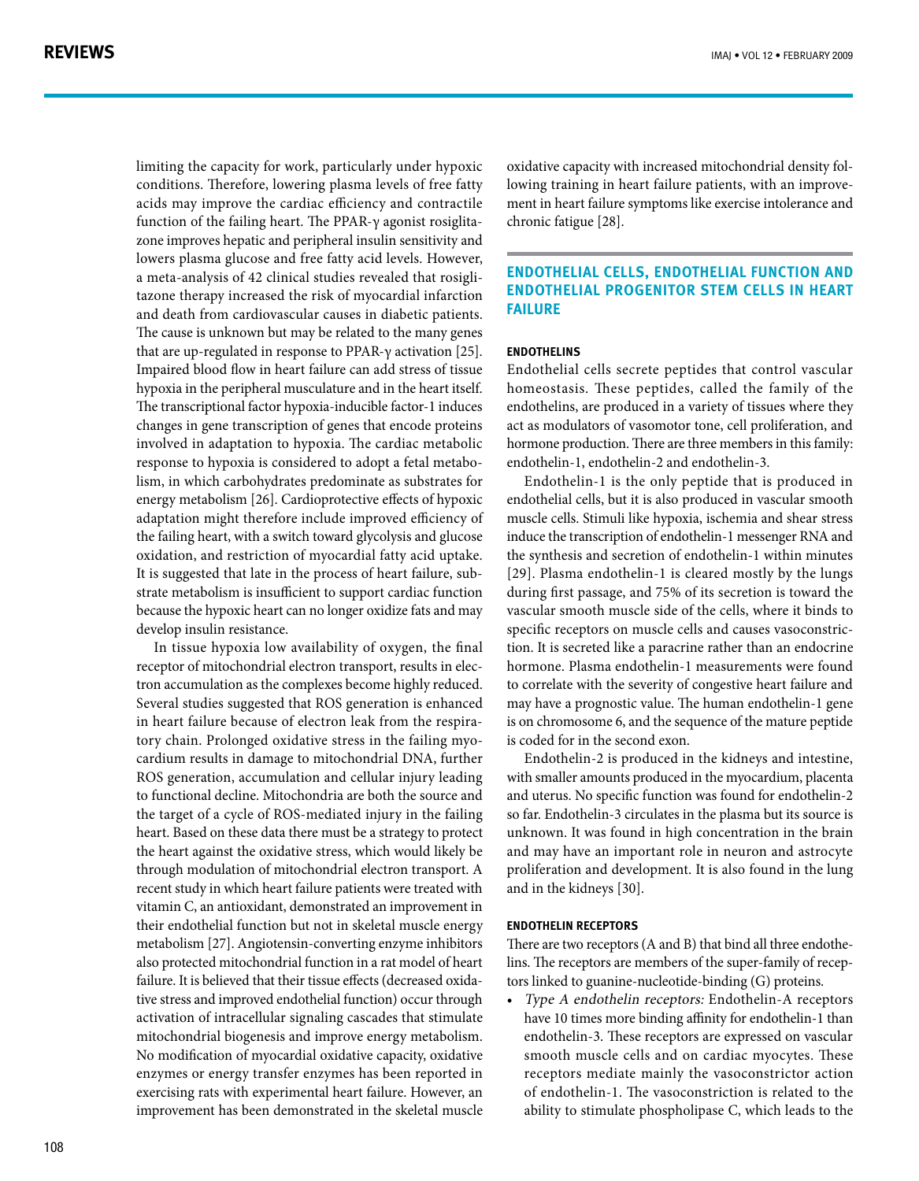limiting the capacity for work, particularly under hypoxic conditions. Therefore, lowering plasma levels of free fatty acids may improve the cardiac efficiency and contractile function of the failing heart. The PPAR-γ agonist rosiglitazone improves hepatic and peripheral insulin sensitivity and lowers plasma glucose and free fatty acid levels. However, a meta-analysis of 42 clinical studies revealed that rosiglitazone therapy increased the risk of myocardial infarction and death from cardiovascular causes in diabetic patients. The cause is unknown but may be related to the many genes that are up-regulated in response to PPAR-γ activation [25]. Impaired blood flow in heart failure can add stress of tissue hypoxia in the peripheral musculature and in the heart itself. The transcriptional factor hypoxia-inducible factor-1 induces changes in gene transcription of genes that encode proteins involved in adaptation to hypoxia. The cardiac metabolic response to hypoxia is considered to adopt a fetal metabolism, in which carbohydrates predominate as substrates for energy metabolism [26]. Cardioprotective effects of hypoxic adaptation might therefore include improved efficiency of the failing heart, with a switch toward glycolysis and glucose oxidation, and restriction of myocardial fatty acid uptake. It is suggested that late in the process of heart failure, substrate metabolism is insufficient to support cardiac function because the hypoxic heart can no longer oxidize fats and may develop insulin resistance.

In tissue hypoxia low availability of oxygen, the final receptor of mitochondrial electron transport, results in electron accumulation as the complexes become highly reduced. Several studies suggested that ROS generation is enhanced in heart failure because of electron leak from the respiratory chain. Prolonged oxidative stress in the failing myocardium results in damage to mitochondrial DNA, further ROS generation, accumulation and cellular injury leading to functional decline. Mitochondria are both the source and the target of a cycle of ROS-mediated injury in the failing heart. Based on these data there must be a strategy to protect the heart against the oxidative stress, which would likely be through modulation of mitochondrial electron transport. A recent study in which heart failure patients were treated with vitamin C, an antioxidant, demonstrated an improvement in their endothelial function but not in skeletal muscle energy metabolism [27]. Angiotensin-converting enzyme inhibitors also protected mitochondrial function in a rat model of heart failure. It is believed that their tissue effects (decreased oxidative stress and improved endothelial function) occur through activation of intracellular signaling cascades that stimulate mitochondrial biogenesis and improve energy metabolism. No modification of myocardial oxidative capacity, oxidative enzymes or energy transfer enzymes has been reported in exercising rats with experimental heart failure. However, an improvement has been demonstrated in the skeletal muscle oxidative capacity with increased mitochondrial density following training in heart failure patients, with an improvement in heart failure symptoms like exercise intolerance and chronic fatigue [28].

## ENDOTHELIAL CELLS, ENDOTHELIAL FUNCTION AND ENDOTHELIAL PROGENITOR STEM CELLS IN HEART FAILURE

### ENDOTHELINS

Endothelial cells secrete peptides that control vascular homeostasis. These peptides, called the family of the endothelins, are produced in a variety of tissues where they act as modulators of vasomotor tone, cell proliferation, and hormone production. There are three members in this family: endothelin-1, endothelin-2 and endothelin-3.

Endothelin-1 is the only peptide that is produced in endothelial cells, but it is also produced in vascular smooth muscle cells. Stimuli like hypoxia, ischemia and shear stress induce the transcription of endothelin-1 messenger RNA and the synthesis and secretion of endothelin-1 within minutes [29]. Plasma endothelin-1 is cleared mostly by the lungs during first passage, and 75% of its secretion is toward the vascular smooth muscle side of the cells, where it binds to specific receptors on muscle cells and causes vasoconstriction. It is secreted like a paracrine rather than an endocrine hormone. Plasma endothelin-1 measurements were found to correlate with the severity of congestive heart failure and may have a prognostic value. The human endothelin-1 gene is on chromosome 6, and the sequence of the mature peptide is coded for in the second exon.

Endothelin-2 is produced in the kidneys and intestine, with smaller amounts produced in the myocardium, placenta and uterus. No specific function was found for endothelin-2 so far. Endothelin-3 circulates in the plasma but its source is unknown. It was found in high concentration in the brain and may have an important role in neuron and astrocyte proliferation and development. It is also found in the lung and in the kidneys [30].

### ENDOTHELIN RECEPTORS

There are two receptors (A and B) that bind all three endothelins. The receptors are members of the super-family of receptors linked to guanine-nucleotide-binding (G) proteins.

- *Type A endothelin receptors:* Endothelin-A receptors have 10 times more binding affinity for endothelin-1 than endothelin-3. These receptors are expressed on vascular smooth muscle cells and on cardiac myocytes. These receptors mediate mainly the vasoconstrictor action of endothelin-1. The vasoconstriction is related to the ability to stimulate phospholipase C, which leads to the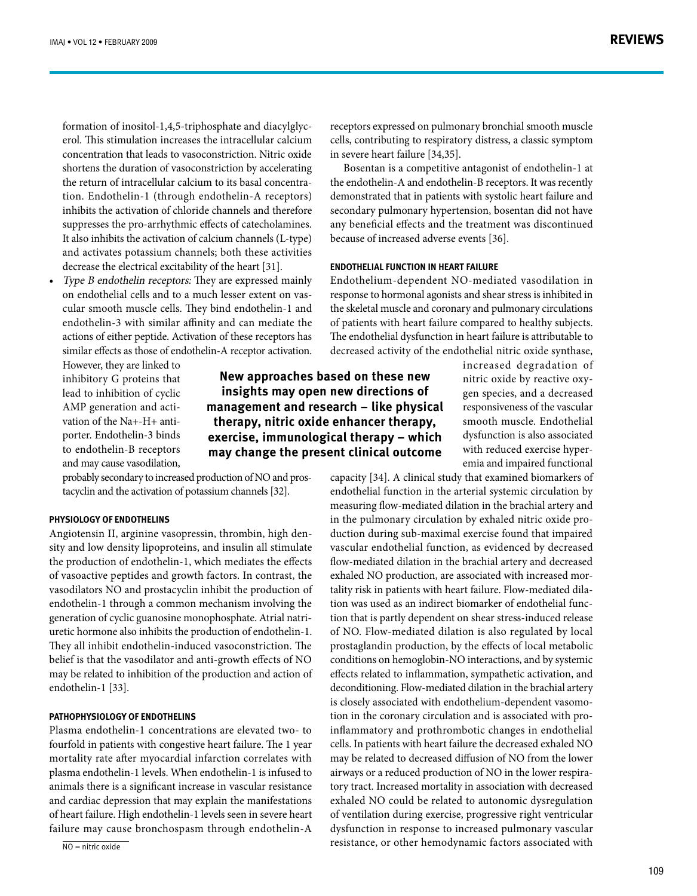formation of inositol-1,4,5-triphosphate and diacylglycerol. This stimulation increases the intracellular calcium concentration that leads to vasoconstriction. Nitric oxide shortens the duration of vasoconstriction by accelerating the return of intracellular calcium to its basal concentration. Endothelin-1 (through endothelin-A receptors) inhibits the activation of chloride channels and therefore suppresses the pro-arrhythmic effects of catecholamines. It also inhibits the activation of calcium channels (L-type) and activates potassium channels; both these activities decrease the electrical excitability of the heart [31].

- *Type B endothelin receptors:* They are expressed mainly on endothelial cells and to a much lesser extent on vascular smooth muscle cells. They bind endothelin-1 and endothelin-3 with similar affinity and can mediate the actions of either peptide. Activation of these receptors has similar effects as those of endothelin-A receptor activation. However, they are linked to inhibitory G proteins that lead to inhibition of cyclic AMP generation and activation of the $Na^+$-$H^+$ antiporter. Endothelin-3 binds to endothelin-B receptors and may cause vasodilation, probably secondary to increased production of NO and prostacyclin and the activation of potassium channels [32].

#### PHYSIOLOGY OF ENDOTHELINS

Angiotensin II, arginine vasopressin, thrombin, high density and low density lipoproteins, and insulin all stimulate the production of endothelin-1, which mediates the effects of vasoactive peptides and growth factors. In contrast, the vasodilators NO and prostacyclin inhibit the production of endothelin-1 through a common mechanism involving the generation of cyclic guanosine monophosphate. Atrial natriuretic hormone also inhibits the production of endothelin-1. They all inhibit endothelin-induced vasoconstriction. The belief is that the vasodilator and anti-growth effects of NO may be related to inhibition of the production and action of endothelin-1 [33].

#### PATHOPHYSIOLOGY OF ENDOTHELINS

Plasma endothelin-1 concentrations are elevated two- to fourfold in patients with congestive heart failure. The 1 year mortality rate after myocardial infarction correlates with plasma endothelin-1 levels. When endothelin-1 is infused to animals there is a significant increase in vascular resistance and cardiac depression that may explain the manifestations of heart failure. High endothelin-1 levels seen in severe heart failure may cause bronchospasm through endothelin-A receptors expressed on pulmonary bronchial smooth muscle cells, contributing to respiratory distress, a classic symptom in severe heart failure [34,35].

Bosentan is a competitive antagonist of endothelin-1 at the endothelin-A and endothelin-B receptors. It was recently demonstrated that in patients with systolic heart failure and secondary pulmonary hypertension, bosentan did not have any beneficial effects and the treatment was discontinued because of increased adverse events [36].

NO = nitric oxide

#### ENDOTHELIAL FUNCTION IN HEART FAILURE

Endothelium-dependent NO-mediated vasodilation in response to hormonal agonists and shear stress is inhibited in the skeletal muscle and coronary and pulmonary circulations of patients with heart failure compared to healthy subjects. The endothelial dysfunction in heart failure is attributable to decreased activity of the endothelial nitric oxide synthase, increased degradation of nitric oxide by reactive oxygen species, and a decreased responsiveness of the vascular smooth muscle. Endothelial dysfunction is also associated with reduced exercise hyperemia and impaired functional capacity [34]. A clinical study that examined biomarkers of endothelial function in the arterial systemic circulation by measuring flow-mediated dilation in the brachial artery and in the pulmonary circulation by exhaled nitric oxide production during sub-maximal exercise found that impaired vascular endothelial function, as evidenced by decreased flow-mediated dilation in the brachial artery and decreased exhaled NO production, are associated with increased mortality risk in patients with heart failure. Flow-mediated dilation was used as an indirect biomarker of endothelial function that is partly dependent on shear stress-induced release of NO. Flow-mediated dilation is also regulated by local prostaglandin production, by the effects of local metabolic conditions on hemoglobin-NO interactions, and by systemic effects related to inflammation, sympathetic activation, and deconditioning. Flow-mediated dilation in the brachial artery is closely associated with endothelium-dependent vasomotion in the coronary circulation and is associated with pro-inflammatory and prothrombotic changes in endothelial cells. In patients with heart failure the decreased exhaled NO may be related to decreased diffusion of NO from the lower airways or a reduced production of NO in the lower respiratory tract. Increased mortality in association with decreased exhaled NO could be related to autonomic dysregulation of ventilation during exercise, progressive right ventricular dysfunction in response to increased pulmonary vascular resistance, or other hemodynamic factors associated with

**New approaches based on these new insights may open new directions of management and research – like physical therapy, nitric oxide enhancer therapy, exercise, immunological therapy – which may change the present clinical outcome**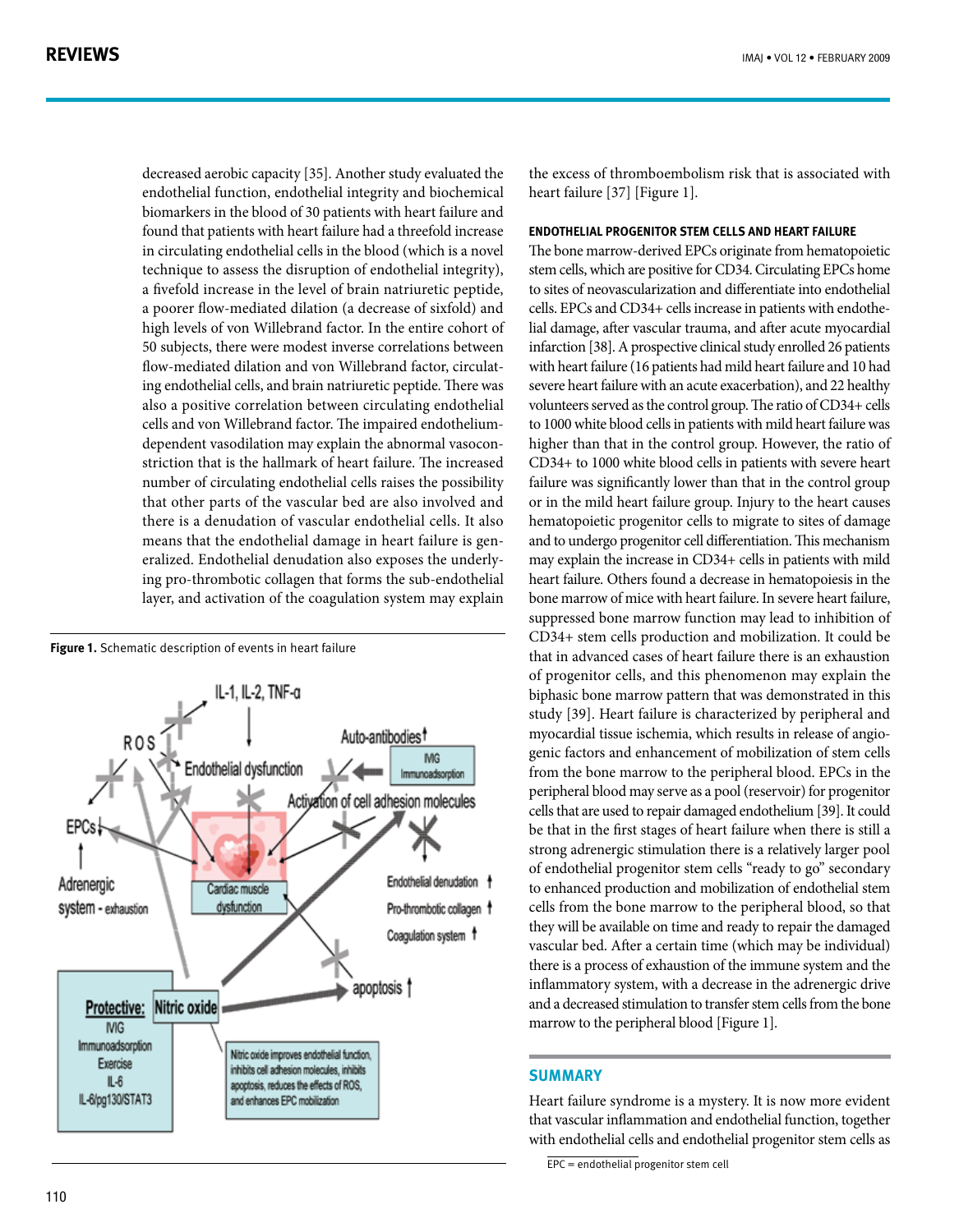decreased aerobic capacity [35]. Another study evaluated the endothelial function, endothelial integrity and biochemical biomarkers in the blood of 30 patients with heart failure and found that patients with heart failure had a threefold increase in circulating endothelial cells in the blood (which is a novel technique to assess the disruption of endothelial integrity), a fivefold increase in the level of brain natriuretic peptide, a poorer flow-mediated dilation (a decrease of sixfold) and high levels of von Willebrand factor. In the entire cohort of 50 subjects, there were modest inverse correlations between flow-mediated dilation and von Willebrand factor, circulating endothelial cells, and brain natriuretic peptide. There was also a positive correlation between circulating endothelial cells and von Willebrand factor. The impaired endothelium-dependent vasodilation may explain the abnormal vasoconstriction that is the hallmark of heart failure. The increased number of circulating endothelial cells raises the possibility that other parts of the vascular bed are also involved and there is a denudation of vascular endothelial cells. It also means that the endothelial damage in heart failure is generalized. Endothelial denudation also exposes the underlying pro-thrombotic collagen that forms the sub-endothelial layer, and activation of the coagulation system may explain the excess of thromboembolism risk that is associated with heart failure [37] [Figure 1].

**Figure 1.** Schematic description of events in heart failure

### ENDOTHELIAL PROGENITOR STEM CELLS AND HEART FAILURE

The bone marrow-derived EPCs originate from hematopoietic stem cells, which are positive for CD34. Circulating EPCs home to sites of neovascularization and differentiate into endothelial cells. EPCs and CD34+ cells increase in patients with endothelial damage, after vascular trauma, and after acute myocardial infarction [38]. A prospective clinical study enrolled 26 patients with heart failure (16 patients had mild heart failure and 10 had severe heart failure with an acute exacerbation), and 22 healthy volunteers served as the control group. The ratio of CD34+ cells to 1000 white blood cells in patients with mild heart failure was higher than that in the control group. However, the ratio of CD34+ to 1000 white blood cells in patients with severe heart failure was significantly lower than that in the control group or in the mild heart failure group. Injury to the heart causes hematopoietic progenitor cells to migrate to sites of damage and to undergo progenitor cell differentiation. This mechanism may explain the increase in CD34+ cells in patients with mild heart failure. Others found a decrease in hematopoiesis in the bone marrow of mice with heart failure. In severe heart failure, suppressed bone marrow function may lead to inhibition of CD34+ stem cells production and mobilization. It could be that in advanced cases of heart failure there is an exhaustion of progenitor cells, and this phenomenon may explain the biphasic bone marrow pattern that was demonstrated in this study [39]. Heart failure is characterized by peripheral and myocardial tissue ischemia, which results in release of angiogenic factors and enhancement of mobilization of stem cells from the bone marrow to the peripheral blood. EPCs in the peripheral blood may serve as a pool (reservoir) for progenitor cells that are used to repair damaged endothelium [39]. It could be that in the first stages of heart failure when there is still a strong adrenergic stimulation there is a relatively larger pool of endothelial progenitor stem cells "ready to go" secondary to enhanced production and mobilization of endothelial stem cells from the bone marrow to the peripheral blood, so that they will be available on time and ready to repair the damaged vascular bed. After a certain time (which may be individual) there is a process of exhaustion of the immune system and the inflammatory system, with a decrease in the adrenergic drive and a decreased stimulation to transfer stem cells from the bone marrow to the peripheral blood [Figure 1].

## SUMMARY

Heart failure syndrome is a mystery. It is now more evident that vascular inflammation and endothelial function, together with endothelial cells and endothelial progenitor stem cells as

EPC = endothelial progenitor stem cell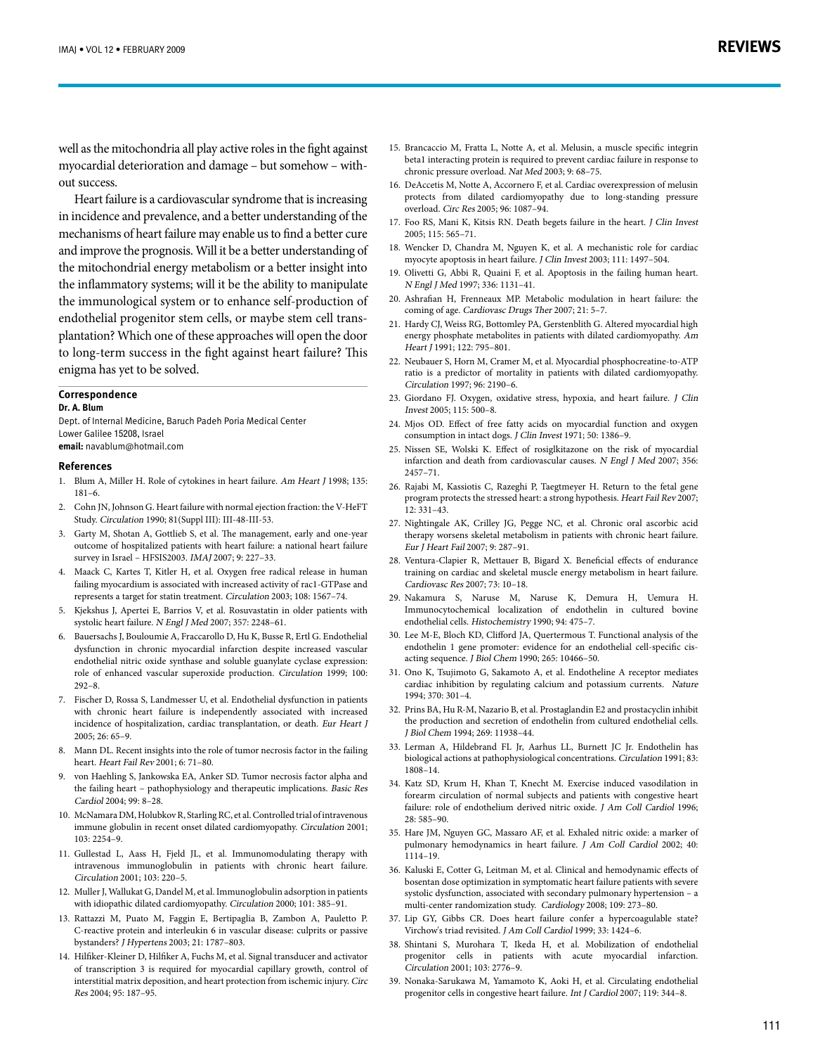well as the mitochondria all play active roles in the fight against myocardial deterioration and damage – but somehow – without success.

Heart failure is a cardiovascular syndrome that is increasing in incidence and prevalence, and a better understanding of the mechanisms of heart failure may enable us to find a better cure and improve the prognosis. Will it be a better understanding of the mitochondrial energy metabolism or a better insight into the inflammatory systems; will it be the ability to manipulate the immunological system or to enhance self-production of endothelial progenitor stem cells, or maybe stem cell transplantation? Which one of these approaches will open the door to long-term success in the fight against heart failure? This enigma has yet to be solved.

**Correspondence**

**Dr. A. Blum**

Dept. of Internal Medicine, Baruch Padeh Poria Medical Center
Lower Galilee 15208, Israel
**email:** navablum@hotmail.com

### References

1. Blum A, Miller H. Role of cytokines in heart failure. *Am Heart J* 1998; 135: 181–6.
2. Cohn JN, Johnson G. Heart failure with normal ejection fraction: the V-HeFT Study. *Circulation* 1990; 81(Suppl III): III-48-III-53.
3. Garty M, Shotan A, Gottlieb S, et al. The management, early and one-year outcome of hospitalized patients with heart failure: a national heart failure survey in Israel – HFSIS2003. *IMAJ* 2007; 9: 227–33.
4. Maack C, Kartes T, Kitler H, et al. Oxygen free radical release in human failing myocardium is associated with increased activity of rac1-GTPase and represents a target for statin treatment. *Circulation* 2003; 108: 1567–74.
5. Kjekshus J, Apertei E, Barrios V, et al. Rosuvastatin in older patients with systolic heart failure. *N Engl J Med* 2007; 357: 2248–61.
6. Bauersachs J, Bouloumie A, Fraccarollo D, Hu K, Busse R, Ertl G. Endothelial dysfunction in chronic myocardial infarction despite increased vascular endothelial nitric oxide synthase and soluble guanylate cyclase expression: role of enhanced vascular superoxide production. *Circulation* 1999; 100: 292–8.
7. Fischer D, Rossa S, Landmesser U, et al. Endothelial dysfunction in patients with chronic heart failure is independently associated with increased incidence of hospitalization, cardiac transplantation, or death. *Eur Heart J* 2005; 26: 65–9.
8. Mann DL. Recent insights into the role of tumor necrosis factor in the failing heart. *Heart Fail Rev* 2001; 6: 71–80.
9. von Haehling S, Jankowska EA, Anker SD. Tumor necrosis factor alpha and the failing heart – pathophysiology and therapeutic implications. *Basic Res Cardiol* 2004; 99: 8–28.
10. McNamara DM, Holubkov R, Starling RC, et al. Controlled trial of intravenous immune globulin in recent onset dilated cardiomyopathy. *Circulation* 2001; 103: 2254–9.
11. Gullestad L, Aass H, Fjeld JL, et al. Immunomodulating therapy with intravenous immunoglobulin in patients with chronic heart failure. *Circulation* 2001; 103: 220–5.
12. Muller J, Wallukat G, Dandel M, et al. Immunoglobulin adsorption in patients with idiopathic dilated cardiomyopathy. *Circulation* 2000; 101: 385–91.
13. Rattazzi M, Puato M, Faggin E, Bertipaglia B, Zambon A, Pauletto P. C-reactive protein and interleukin 6 in vascular disease: culprits or passive bystanders? *J Hypertens* 2003; 21: 1787–803.
14. Hilfiker-Kleiner D, Hilfiker A, Fuchs M, et al. Signal transducer and activator of transcription 3 is required for myocardial capillary growth, control of interstitial matrix deposition, and heart protection from ischemic injury. *Circ Res* 2004; 95: 187–95.
15. Brancaccio M, Fratta L, Notte A, et al. Melusin, a muscle specific integrin beta1 interacting protein is required to prevent cardiac failure in response to chronic pressure overload. *Nat Med* 2003; 9: 68–75.
16. DeAccetis M, Notte A, Accornero F, et al. Cardiac overexpression of melusin protects from dilated cardiomyopathy due to long-standing pressure overload. *Circ Res* 2005; 96: 1087–94.
17. Foo RS, Mani K, Kitsis RN. Death begets failure in the heart. *J Clin Invest* 2005; 115: 565–71.
18. Wencker D, Chandra M, Nguyen K, et al. A mechanistic role for cardiac myocyte apoptosis in heart failure. *J Clin Invest* 2003; 111: 1497–504.
19. Olivetti G, Abbi R, Quaini F, et al. Apoptosis in the failing human heart. *N Engl J Med* 1997; 336: 1131–41.
20. Ashrafian H, Frenneaux MP. Metabolic modulation in heart failure: the coming of age. *Cardiovasc Drugs Ther* 2007; 21: 5–7.
21. Hardy CJ, Weiss RG, Bottomley PA, Gerstenblith G. Altered myocardial high energy phosphate metabolites in patients with dilated cardiomyopathy. *Am Heart J* 1991; 122: 795–801.
22. Neubauer S, Horn M, Cramer M, et al. Myocardial phosphocreatine-to-ATP ratio is a predictor of mortality in patients with dilated cardiomyopathy. *Circulation* 1997; 96: 2190–6.
23. Giordano FJ. Oxygen, oxidative stress, hypoxia, and heart failure. *J Clin Invest* 2005; 115: 500–8.
24. Mjos OD. Effect of free fatty acids on myocardial function and oxygen consumption in intact dogs. *J Clin Invest* 1971; 50: 1386–9.
25. Nissen SE, Wolski K. Effect of rosiglkitazone on the risk of myocardial infarction and death from cardiovascular causes. *N Engl J Med* 2007; 356: 2457–71.
26. Rajabi M, Kassiotis C, Razeghi P, Taegtmeyer H. Return to the fetal gene program protects the stressed heart: a strong hypothesis. *Heart Fail Rev* 2007; 12: 331–43.
27. Nightingale AK, Crilley JG, Pegge NC, et al. Chronic oral ascorbic acid therapy worsens skeletal metabolism in patients with chronic heart failure. *Eur J Heart Fail* 2007; 9: 287–91.
28. Ventura-Clapier R, Mettauer B, Bigard X. Beneficial effects of endurance training on cardiac and skeletal muscle energy metabolism in heart failure. *Cardiovasc Res* 2007; 73: 10–18.
29. Nakamura S, Naruse M, Naruse K, Demura H, Uemura H. Immunocytochemical localization of endothelin in cultured bovine endothelial cells. *Histochemistry* 1990; 94: 475–7.
30. Lee M-E, Bloch KD, Clifford JA, Quertermous T. Functional analysis of the endothelin 1 gene promoter: evidence for an endothelial cell-specific cis-acting sequence. *J Biol Chem* 1990; 265: 10466–50.
31. Ono K, Tsujimoto G, Sakamoto A, et al. Endotheline A receptor mediates cardiac inhibition by regulating calcium and potassium currents. *Nature* 1994; 370: 301–4.
32. Prins BA, Hu R-M, Nazario B, et al. Prostaglandin E2 and prostacyclin inhibit the production and secretion of endothelin from cultured endothelial cells. *J Biol Chem* 1994; 269: 11938–44.
33. Lerman A, Hildebrand FL Jr, Aarhus LL, Burnett JC Jr. Endothelin has biological actions at pathophysiological concentrations. *Circulation* 1991; 83: 1808–14.
34. Katz SD, Krum H, Khan T, Knecht M. Exercise induced vasodilation in forearm circulation of normal subjects and patients with congestive heart failure: role of endothelium derived nitric oxide. *J Am Coll Cardiol* 1996; 28: 585–90.
35. Hare JM, Nguyen GC, Massaro AF, et al. Exhaled nitric oxide: a marker of pulmonary hemodynamics in heart failure. *J Am Coll Cardiol* 2002; 40: 1114–19.
36. Kaluski E, Cotter G, Leitman M, et al. Clinical and hemodynamic effects of bosentan dose optimization in symptomatic heart failure patients with severe systolic dysfunction, associated with secondary pulmonary hypertension – a multi-center randomization study. *Cardiology* 2008; 109: 273–80.
37. Lip GY, Gibbs CR. Does heart failure confer a hypercoagulable state? Virchow's triad revisited. *J Am Coll Cardiol* 1999; 33: 1424–6.
38. Shintani S, Murohara T, Ikeda H, et al. Mobilization of endothelial progenitor cells in patients with acute myocardial infarction. *Circulation* 2001; 103: 2776–9.
39. Nonaka-Sarukawa M, Yamamoto K, Aoki H, et al. Circulating endothelial progenitor cells in congestive heart failure. *Int J Cardiol* 2007; 119: 344–8.